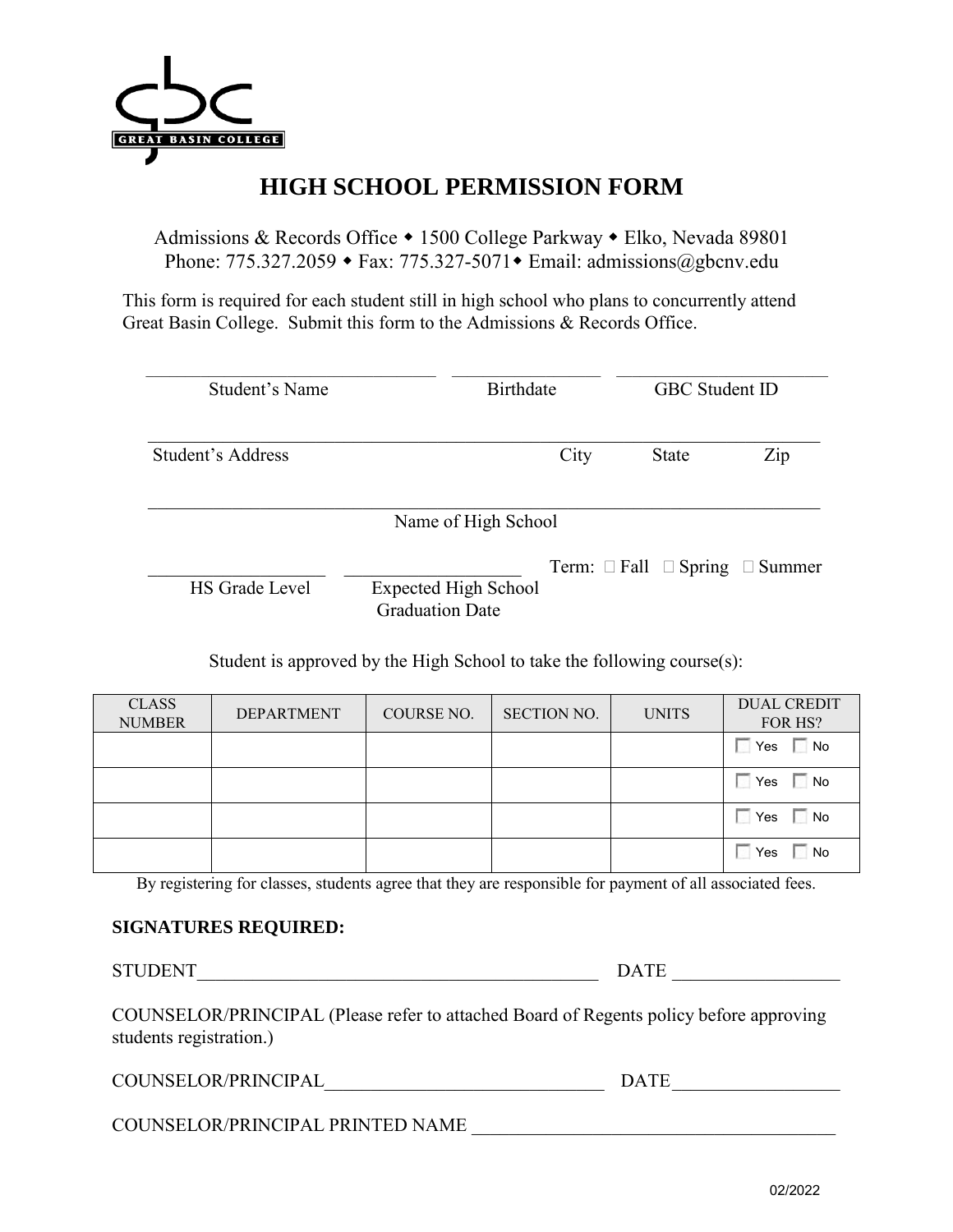GREAT BASIN COLLEGE

# HIGH SCHOOL PERMISSION FORM

Admissions & Records Office ◆ 1500 College Parkway ◆ Elko, Nevada 89801
Phone: 775.327.2059 ◆ Fax: 775.327-5071◆ Email: admissions@gbcnv.edu

This form is required for each student still in high school who plans to concurrently attend Great Basin College. Submit this form to the Admissions & Records Office.

\_\_\_\_\_\_\_\_\_\_\_\_\_\_\_\_\_\_\_\_\_\_\_\_\_\_\_\_\_\_ \_\_\_\_\_\_\_\_\_\_\_\_\_\_\_\_\_\_ \_\_\_\_\_\_\_\_\_\_\_\_\_\_\_\_\_\_\_\_\_\_
Student's Name Birthdate GBC Student ID

\_\_\_\_\_\_\_\_\_\_\_\_\_\_\_\_\_\_\_\_\_\_\_\_\_\_\_\_\_\_\_\_\_\_\_\_\_\_\_\_\_\_\_\_\_\_\_\_\_\_\_\_\_\_\_\_\_\_\_\_\_\_\_\_\_\_\_\_\_\_
Student's Address City State Zip

\_\_\_\_\_\_\_\_\_\_\_\_\_\_\_\_\_\_\_\_\_\_\_\_\_\_\_\_\_\_\_\_\_\_\_\_\_\_\_\_\_\_\_\_\_\_\_\_\_\_\_\_\_\_\_\_\_\_\_\_\_\_\_\_\_\_\_\_\_\_
Name of High School

\_\_\_\_\_\_\_\_\_\_\_\_\_\_\_\_\_\_ \_\_\_\_\_\_\_\_\_\_\_\_\_\_\_\_\_\_ Term: ☐ Fall ☐ Spring ☐ Summer
HS Grade Level Expected High School Graduation Date

Student is approved by the High School to take the following course(s):

| CLASS NUMBER | DEPARTMENT | COURSE NO. | SECTION NO. | UNITS | DUAL CREDIT FOR HS? |
|---|---|---|---|---|---|
| | | | | | ☐ Yes ☐ No |
| | | | | | ☐ Yes ☐ No |
| | | | | | ☐ Yes ☐ No |
| | | | | | ☐ Yes ☐ No |

By registering for classes, students agree that they are responsible for payment of all associated fees.

**SIGNATURES REQUIRED:**

STUDENT\_\_\_\_\_\_\_\_\_\_\_\_\_\_\_\_\_\_\_\_\_\_\_\_\_\_\_\_\_\_\_\_\_\_\_\_\_\_\_\_\_\_ DATE \_\_\_\_\_\_\_\_\_\_\_\_\_\_\_\_\_\_

COUNSELOR/PRINCIPAL (Please refer to attached Board of Regents policy before approving students registration.)

COUNSELOR/PRINCIPAL\_\_\_\_\_\_\_\_\_\_\_\_\_\_\_\_\_\_\_\_\_\_\_\_\_\_\_\_\_\_ DATE\_\_\_\_\_\_\_\_\_\_\_\_\_\_\_\_\_\_

COUNSELOR/PRINCIPAL PRINTED NAME \_\_\_\_\_\_\_\_\_\_\_\_\_\_\_\_\_\_\_\_\_\_\_\_\_\_\_\_\_\_\_\_\_\_\_\_\_\_

02/2022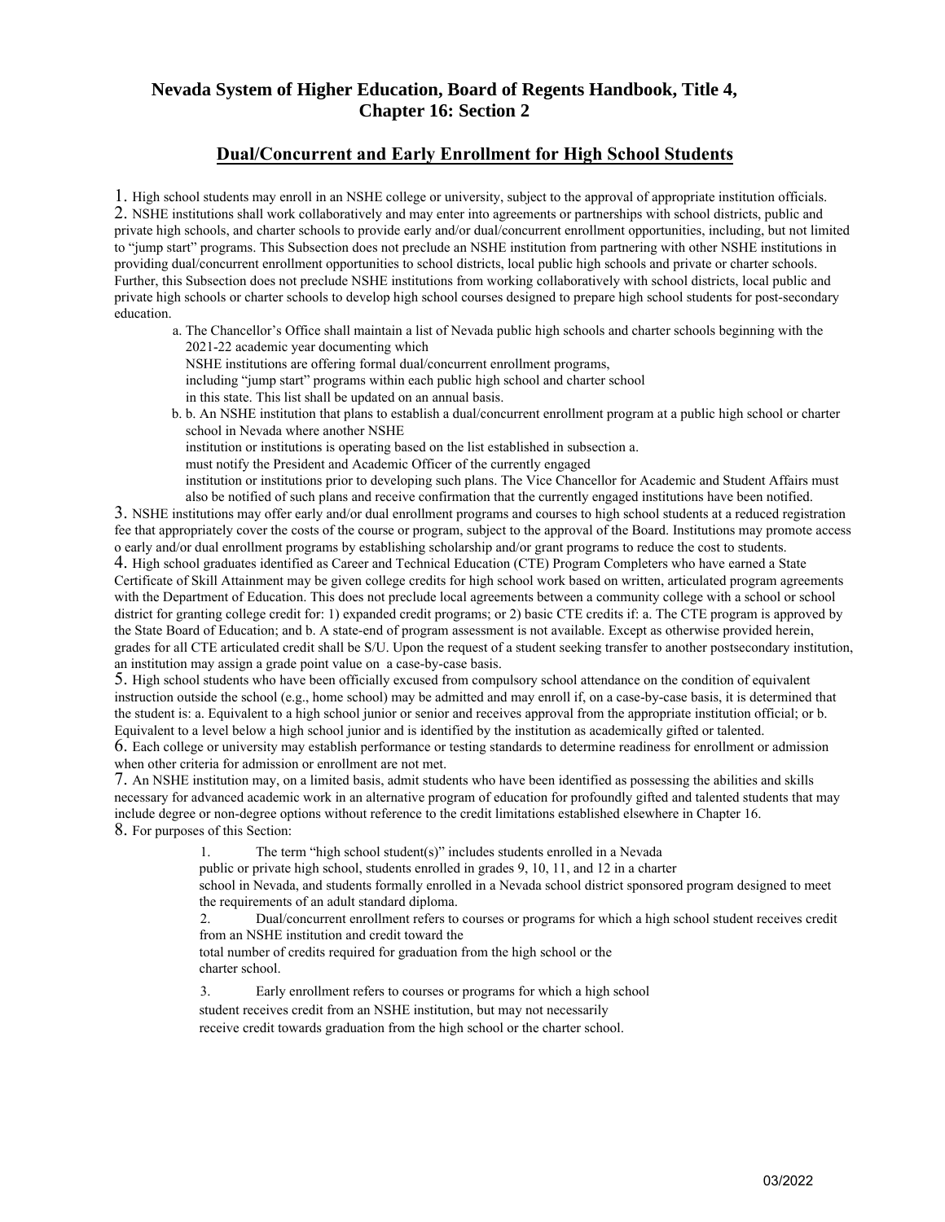## Nevada System of Higher Education, Board of Regents Handbook, Title 4, Chapter 16: Section 2

## Dual/Concurrent and Early Enrollment for High School Students

1. High school students may enroll in an NSHE college or university, subject to the approval of appropriate institution officials.
2. NSHE institutions shall work collaboratively and may enter into agreements or partnerships with school districts, public and private high schools, and charter schools to provide early and/or dual/concurrent enrollment opportunities, including, but not limited to "jump start" programs. This Subsection does not preclude an NSHE institution from partnering with other NSHE institutions in providing dual/concurrent enrollment opportunities to school districts, local public high schools and private or charter schools. Further, this Subsection does not preclude NSHE institutions from working collaboratively with school districts, local public and private high schools or charter schools to develop high school courses designed to prepare high school students for post-secondary education.
   a. The Chancellor's Office shall maintain a list of Nevada public high schools and charter schools beginning with the 2021-22 academic year documenting which NSHE institutions are offering formal dual/concurrent enrollment programs, including "jump start" programs within each public high school and charter school in this state. This list shall be updated on an annual basis.
   b. b. An NSHE institution that plans to establish a dual/concurrent enrollment program at a public high school or charter school in Nevada where another NSHE institution or institutions is operating based on the list established in subsection a. must notify the President and Academic Officer of the currently engaged institution or institutions prior to developing such plans. The Vice Chancellor for Academic and Student Affairs must also be notified of such plans and receive confirmation that the currently engaged institutions have been notified.
3. NSHE institutions may offer early and/or dual enrollment programs and courses to high school students at a reduced registration fee that appropriately cover the costs of the course or program, subject to the approval of the Board. Institutions may promote access o early and/or dual enrollment programs by establishing scholarship and/or grant programs to reduce the cost to students.
4. High school graduates identified as Career and Technical Education (CTE) Program Completers who have earned a State Certificate of Skill Attainment may be given college credits for high school work based on written, articulated program agreements with the Department of Education. This does not preclude local agreements between a community college with a school or school district for granting college credit for: 1) expanded credit programs; or 2) basic CTE credits if: a. The CTE program is approved by the State Board of Education; and b. A state-end of program assessment is not available. Except as otherwise provided herein, grades for all CTE articulated credit shall be S/U. Upon the request of a student seeking transfer to another postsecondary institution, an institution may assign a grade point value on a case-by-case basis.
5. High school students who have been officially excused from compulsory school attendance on the condition of equivalent instruction outside the school (e.g., home school) may be admitted and may enroll if, on a case-by-case basis, it is determined that the student is: a. Equivalent to a high school junior or senior and receives approval from the appropriate institution official; or b. Equivalent to a level below a high school junior and is identified by the institution as academically gifted or talented.
6. Each college or university may establish performance or testing standards to determine readiness for enrollment or admission when other criteria for admission or enrollment are not met.
7. An NSHE institution may, on a limited basis, admit students who have been identified as possessing the abilities and skills necessary for advanced academic work in an alternative program of education for profoundly gifted and talented students that may include degree or non-degree options without reference to the credit limitations established elsewhere in Chapter 16.
8. For purposes of this Section:
   1. The term "high school student(s)" includes students enrolled in a Nevada public or private high school, students enrolled in grades 9, 10, 11, and 12 in a charter school in Nevada, and students formally enrolled in a Nevada school district sponsored program designed to meet the requirements of an adult standard diploma.
   2. Dual/concurrent enrollment refers to courses or programs for which a high school student receives credit from an NSHE institution and credit toward the total number of credits required for graduation from the high school or the charter school.
   3. Early enrollment refers to courses or programs for which a high school student receives credit from an NSHE institution, but may not necessarily receive credit towards graduation from the high school or the charter school.

03/2022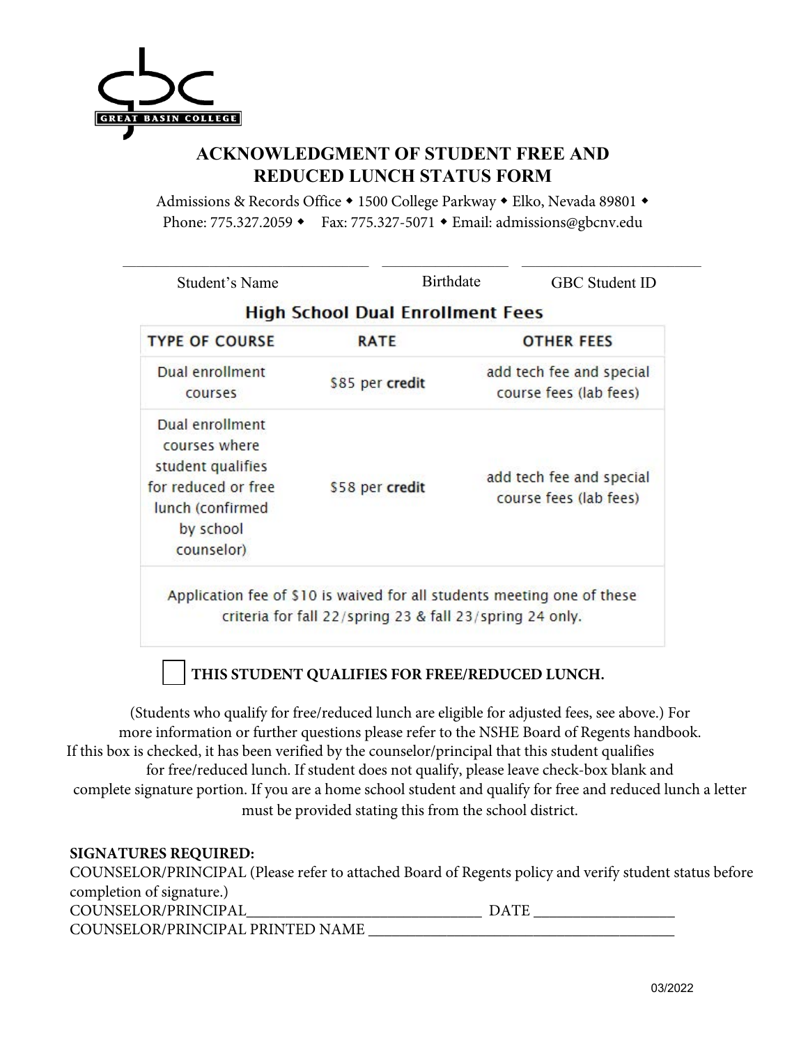# ACKNOWLEDGMENT OF STUDENT FREE AND REDUCED LUNCH STATUS FORM

Admissions & Records Office ◆ 1500 College Parkway ◆ Elko, Nevada 89801 ◆
Phone: 775.327.2059 ◆ Fax: 775.327-5071 ◆ Email: admissions@gbcnv.edu

______________________________ ______________ ____________________

Student's Name Birthdate GBC Student ID

## High School Dual Enrollment Fees

| TYPE OF COURSE | RATE | OTHER FEES |
|---|---|---|
| Dual enrollment courses | $85 per **credit** | add tech fee and special course fees (lab fees) |
| Dual enrollment courses where student qualifies for reduced or free lunch (confirmed by school counselor) | $58 per **credit** | add tech fee and special course fees (lab fees) |
| Application fee of $10 is waived for all students meeting one of these criteria for fall 22/spring 23 & fall 23/spring 24 only. | | |

☐ **THIS STUDENT QUALIFIES FOR FREE/REDUCED LUNCH.**

(Students who qualify for free/reduced lunch are eligible for adjusted fees, see above.) For more information or further questions please refer to the NSHE Board of Regents handbook. If this box is checked, it has been verified by the counselor/principal that this student qualifies for free/reduced lunch. If student does not qualify, please leave check-box blank and complete signature portion. If you are a home school student and qualify for free and reduced lunch a letter must be provided stating this from the school district.

**SIGNATURES REQUIRED:**

COUNSELOR/PRINCIPAL (Please refer to attached Board of Regents policy and verify student status before completion of signature.)

COUNSELOR/PRINCIPAL______________________________ DATE __________________

COUNSELOR/PRINCIPAL PRINTED NAME ________________________________________

03/2022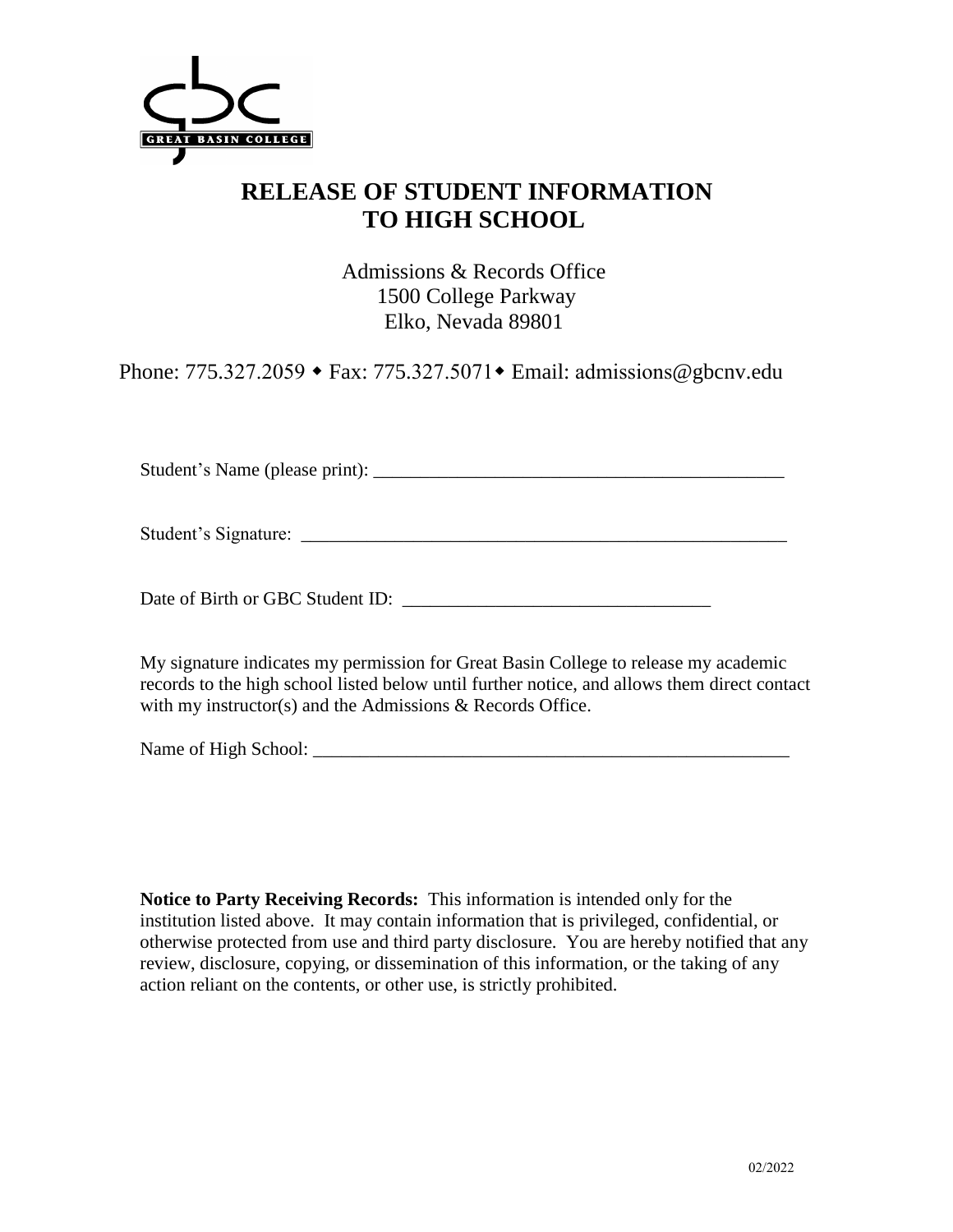GREAT BASIN COLLEGE

# RELEASE OF STUDENT INFORMATION TO HIGH SCHOOL

Admissions & Records Office
1500 College Parkway
Elko, Nevada 89801

Phone: 775.327.2059 ◆ Fax: 775.327.5071◆ Email: admissions@gbcnv.edu

Student's Name (please print): ______________________________________________

Student's Signature: ______________________________________________________

Date of Birth or GBC Student ID: _________________________________

My signature indicates my permission for Great Basin College to release my academic records to the high school listed below until further notice, and allows them direct contact with my instructor(s) and the Admissions & Records Office.

Name of High School: _____________________________________________________

**Notice to Party Receiving Records:** This information is intended only for the institution listed above. It may contain information that is privileged, confidential, or otherwise protected from use and third party disclosure. You are hereby notified that any review, disclosure, copying, or dissemination of this information, or the taking of any action reliant on the contents, or other use, is strictly prohibited.

02/2022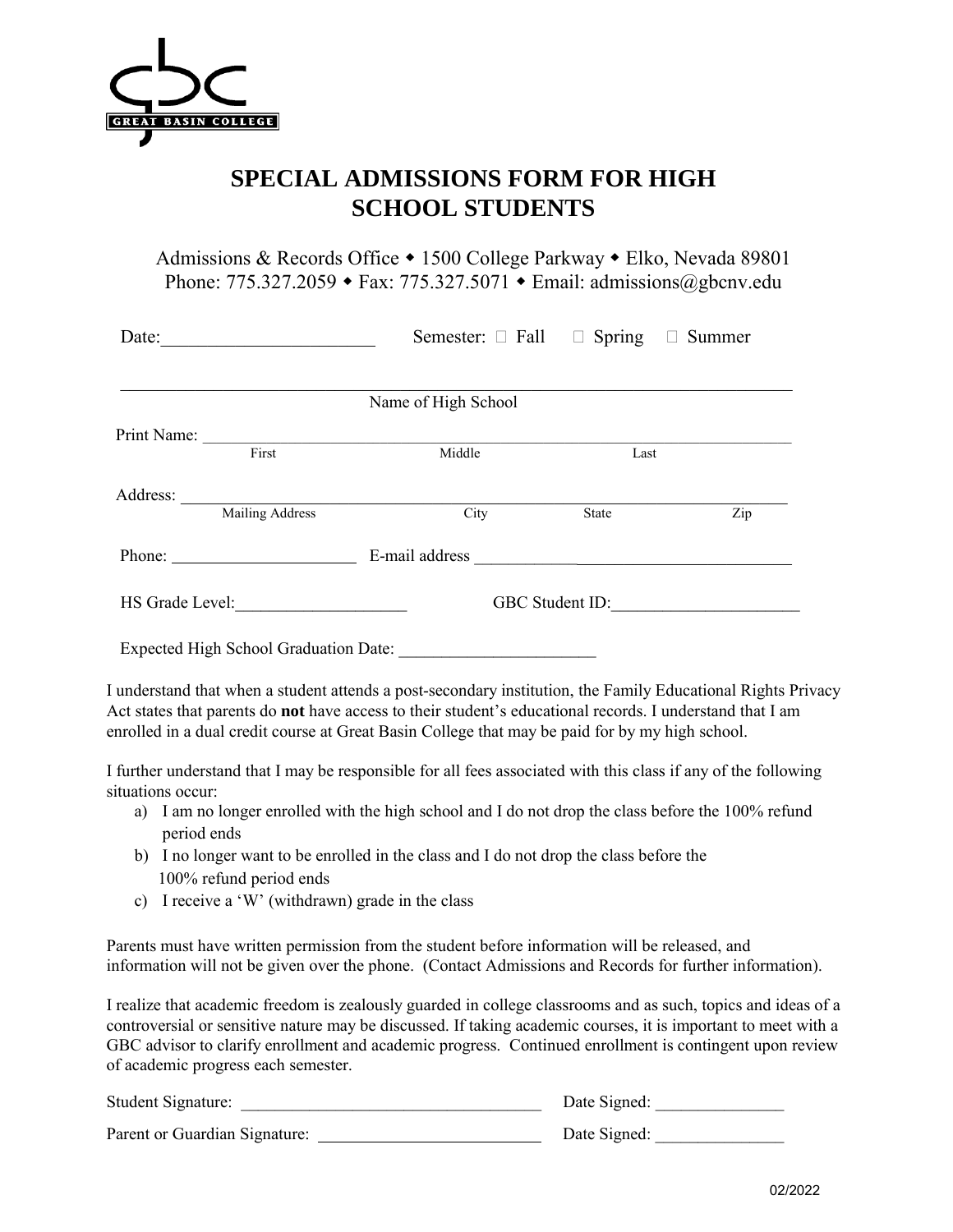GREAT BASIN COLLEGE

# SPECIAL ADMISSIONS FORM FOR HIGH SCHOOL STUDENTS

Admissions & Records Office ◆ 1500 College Parkway ◆ Elko, Nevada 89801
Phone: 775.327.2059 ◆ Fax: 775.327.5071 ◆ Email: admissions@gbcnv.edu

Date:________________________ Semester: □ Fall □ Spring □ Summer

______________________________________________________________________
Name of High School

Print Name: ______________________________________________________________
First Middle Last

Address: ________________________________________________________________
Mailing Address City State Zip

Phone: ______________________ E-mail address ______________________________________

HS Grade Level:____________________ GBC Student ID:______________________

Expected High School Graduation Date: _______________________

I understand that when a student attends a post-secondary institution, the Family Educational Rights Privacy Act states that parents do **not** have access to their student's educational records. I understand that I am enrolled in a dual credit course at Great Basin College that may be paid for by my high school.

I further understand that I may be responsible for all fees associated with this class if any of the following situations occur:

a) I am no longer enrolled with the high school and I do not drop the class before the 100% refund period ends
b) I no longer want to be enrolled in the class and I do not drop the class before the 100% refund period ends
c) I receive a 'W' (withdrawn) grade in the class

Parents must have written permission from the student before information will be released, and information will not be given over the phone. (Contact Admissions and Records for further information).

I realize that academic freedom is zealously guarded in college classrooms and as such, topics and ideas of a controversial or sensitive nature may be discussed. If taking academic courses, it is important to meet with a GBC advisor to clarify enrollment and academic progress. Continued enrollment is contingent upon review of academic progress each semester.

Student Signature: ___________________________________ Date Signed: _______________

Parent or Guardian Signature: __________________________ Date Signed: _______________

02/2022